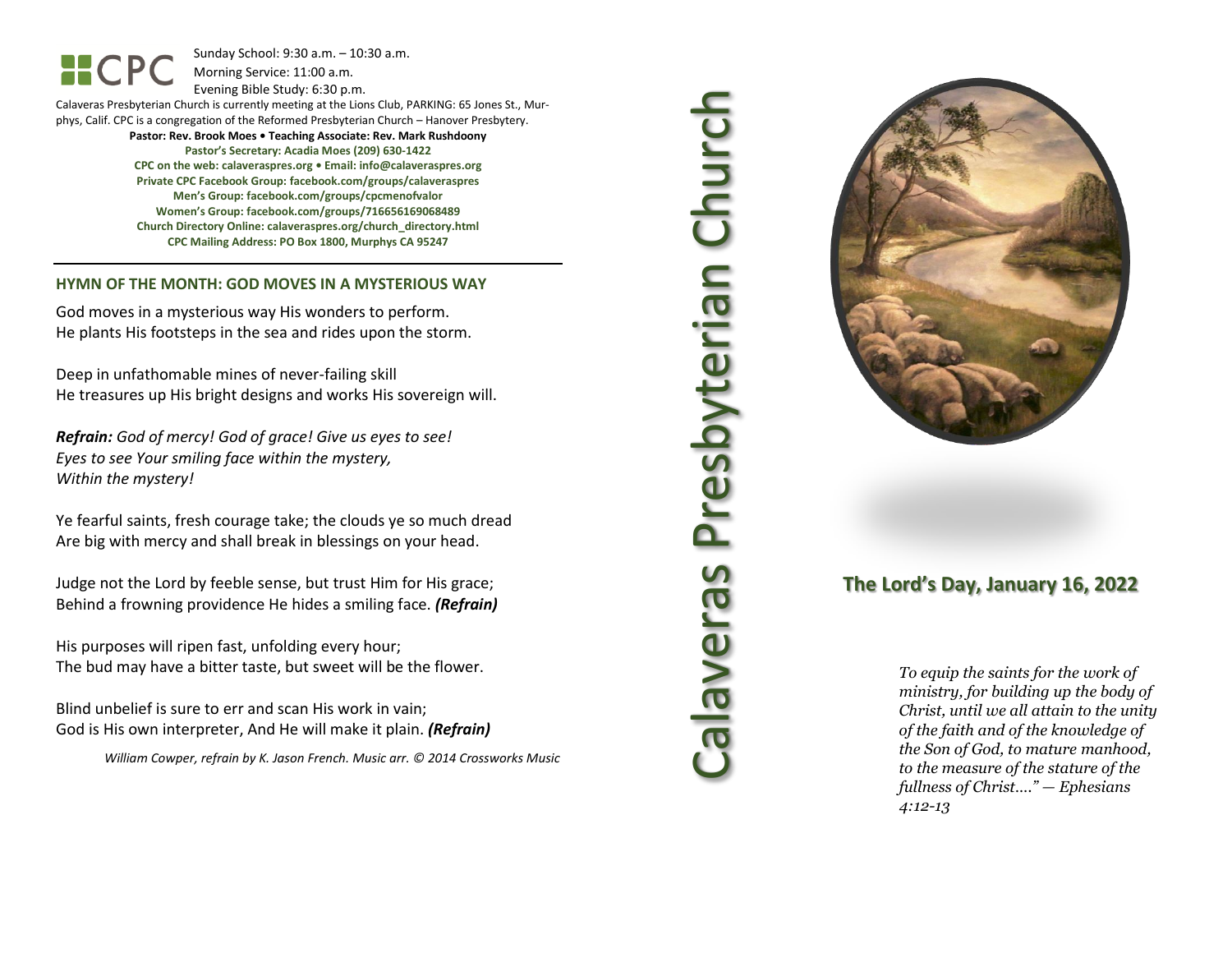**CPC**

Sunday School: 9:30 a.m. – 10:30 a.m.
Morning Service: 11:00 a.m.
Evening Bible Study: 6:30 p.m.

Calaveras Presbyterian Church is currently meeting at the Lions Club, PARKING: 65 Jones St., Murphys, Calif. CPC is a congregation of the Reformed Presbyterian Church – Hanover Presbytery.

**Pastor: Rev. Brook Moes • Teaching Associate: Rev. Mark Rushdoony**

**Pastor's Secretary: Acadia Moes (209) 630-1422**

**CPC on the web: calaveraspres.org • Email: info@calaveraspres.org**

**Private CPC Facebook Group: facebook.com/groups/calaveraspres**

**Men's Group: facebook.com/groups/cpcmenofvalor**

**Women's Group: facebook.com/groups/716656169068489**

**Church Directory Online: calaveraspres.org/church_directory.html**

**CPC Mailing Address: PO Box 1800, Murphys CA 95247**

---

## HYMN OF THE MONTH: GOD MOVES IN A MYSTERIOUS WAY

God moves in a mysterious way His wonders to perform.
He plants His footsteps in the sea and rides upon the storm.

Deep in unfathomable mines of never-failing skill
He treasures up His bright designs and works His sovereign will.

***Refrain:*** *God of mercy! God of grace! Give us eyes to see!*
*Eyes to see Your smiling face within the mystery,*
*Within the mystery!*

Ye fearful saints, fresh courage take; the clouds ye so much dread
Are big with mercy and shall break in blessings on your head.

Judge not the Lord by feeble sense, but trust Him for His grace;
Behind a frowning providence He hides a smiling face. ***(Refrain)***

His purposes will ripen fast, unfolding every hour;
The bud may have a bitter taste, but sweet will be the flower.

Blind unbelief is sure to err and scan His work in vain;
God is His own interpreter, And He will make it plain. ***(Refrain)***

*William Cowper, refrain by K. Jason French. Music arr. © 2014 Crossworks Music*

# Calaveras Presbyterian Church

## The Lord's Day, January 16, 2022

*To equip the saints for the work of ministry, for building up the body of Christ, until we all attain to the unity of the faith and of the knowledge of the Son of God, to mature manhood, to the measure of the stature of the fullness of Christ…." — Ephesians 4:12-13*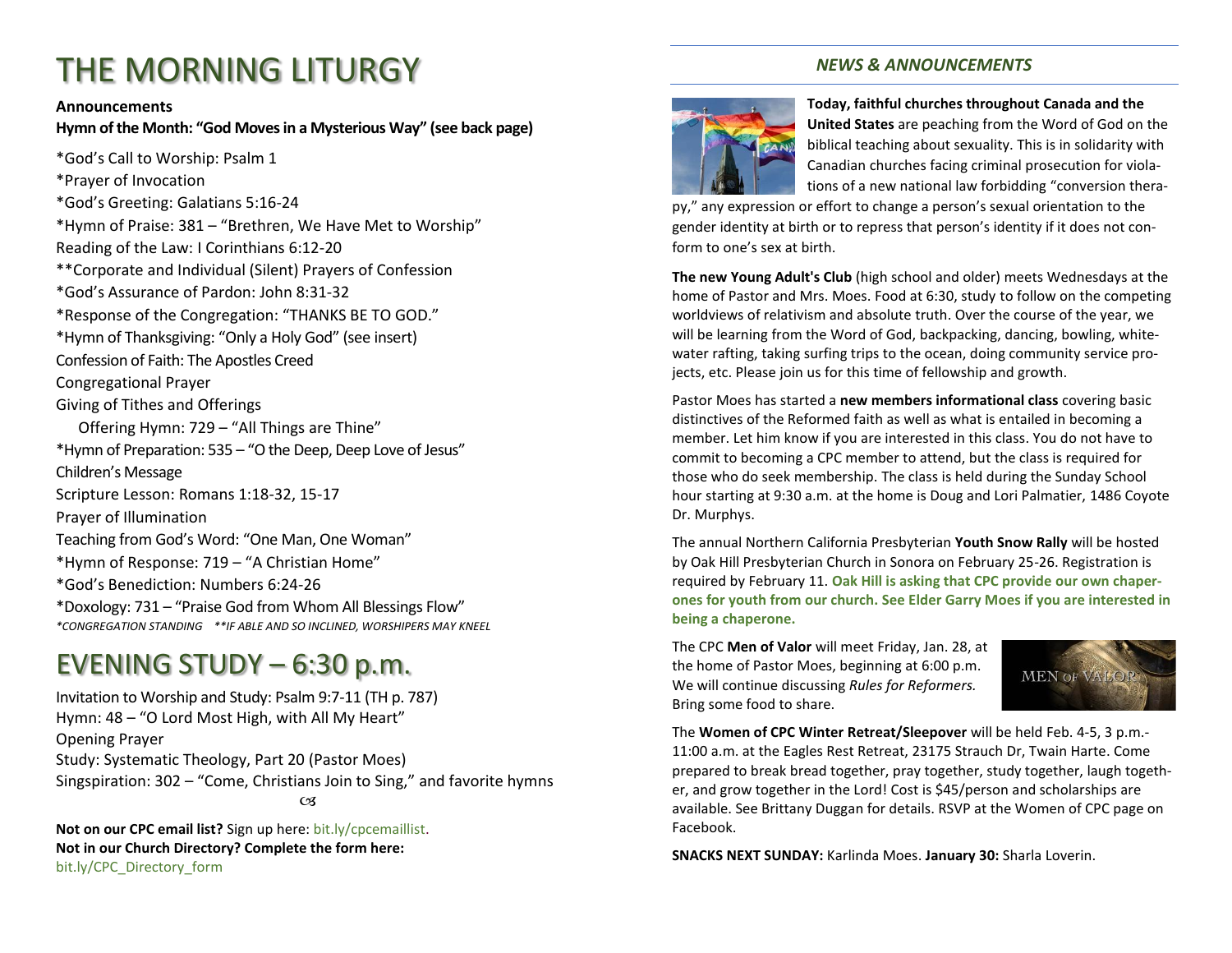# THE MORNING LITURGY

**Announcements**

**Hymn of the Month: "God Moves in a Mysterious Way" (see back page)**

*God's Call to Worship: Psalm 1
*Prayer of Invocation
*God's Greeting: Galatians 5:16-24
*Hymn of Praise: 381 – "Brethren, We Have Met to Worship"
Reading of the Law: I Corinthians 6:12-20
**Corporate and Individual (Silent) Prayers of Confession
*God's Assurance of Pardon: John 8:31-32
*Response of the Congregation: "THANKS BE TO GOD."
*Hymn of Thanksgiving: "Only a Holy God" (see insert)
Confession of Faith: The Apostles Creed
Congregational Prayer
Giving of Tithes and Offerings
    Offering Hymn: 729 – "All Things are Thine"
*Hymn of Preparation: 535 – "O the Deep, Deep Love of Jesus"
Children's Message
Scripture Lesson: Romans 1:18-32, 15-17
Prayer of Illumination
Teaching from God's Word: "One Man, One Woman"
*Hymn of Response: 719 – "A Christian Home"
*God's Benediction: Numbers 6:24-26
*Doxology: 731 – "Praise God from Whom All Blessings Flow"

*\*CONGREGATION STANDING   \*\*IF ABLE AND SO INCLINED, WORSHIPERS MAY KNEEL*

# EVENING STUDY – 6:30 p.m.

Invitation to Worship and Study: Psalm 9:7-11 (TH p. 787)
Hymn: 48 – "O Lord Most High, with All My Heart"
Opening Prayer
Study: Systematic Theology, Part 20 (Pastor Moes)
Singspiration: 302 – "Come, Christians Join to Sing," and favorite hymns

**Not on our CPC email list?** Sign up here: bit.ly/cpcemaillist.
**Not in our Church Directory? Complete the form here:** bit.ly/CPC_Directory_form

## *NEWS & ANNOUNCEMENTS*

**Today, faithful churches throughout Canada and the United States** are peaching from the Word of God on the biblical teaching about sexuality. This is in solidarity with Canadian churches facing criminal prosecution for violations of a new national law forbidding "conversion therapy," any expression or effort to change a person's sexual orientation to the gender identity at birth or to repress that person's identity if it does not conform to one's sex at birth.

**The new Young Adult's Club** (high school and older) meets Wednesdays at the home of Pastor and Mrs. Moes. Food at 6:30, study to follow on the competing worldviews of relativism and absolute truth. Over the course of the year, we will be learning from the Word of God, backpacking, dancing, bowling, whitewater rafting, taking surfing trips to the ocean, doing community service projects, etc. Please join us for this time of fellowship and growth.

Pastor Moes has started a **new members informational class** covering basic distinctives of the Reformed faith as well as what is entailed in becoming a member. Let him know if you are interested in this class. You do not have to commit to becoming a CPC member to attend, but the class is required for those who do seek membership. The class is held during the Sunday School hour starting at 9:30 a.m. at the home is Doug and Lori Palmatier, 1486 Coyote Dr. Murphys.

The annual Northern California Presbyterian **Youth Snow Rally** will be hosted by Oak Hill Presbyterian Church in Sonora on February 25-26. Registration is required by February 11. **Oak Hill is asking that CPC provide our own chaperones for youth from our church. See Elder Garry Moes if you are interested in being a chaperone.**

The CPC **Men of Valor** will meet Friday, Jan. 28, at the home of Pastor Moes, beginning at 6:00 p.m. We will continue discussing *Rules for Reformers.* Bring some food to share.

The **Women of CPC Winter Retreat/Sleepover** will be held Feb. 4-5, 3 p.m.-11:00 a.m. at the Eagles Rest Retreat, 23175 Strauch Dr, Twain Harte. Come prepared to break bread together, pray together, study together, laugh together, and grow together in the Lord! Cost is $45/person and scholarships are available. See Brittany Duggan for details. RSVP at the Women of CPC page on Facebook.

**SNACKS NEXT SUNDAY:** Karlinda Moes. **January 30:** Sharla Loverin.